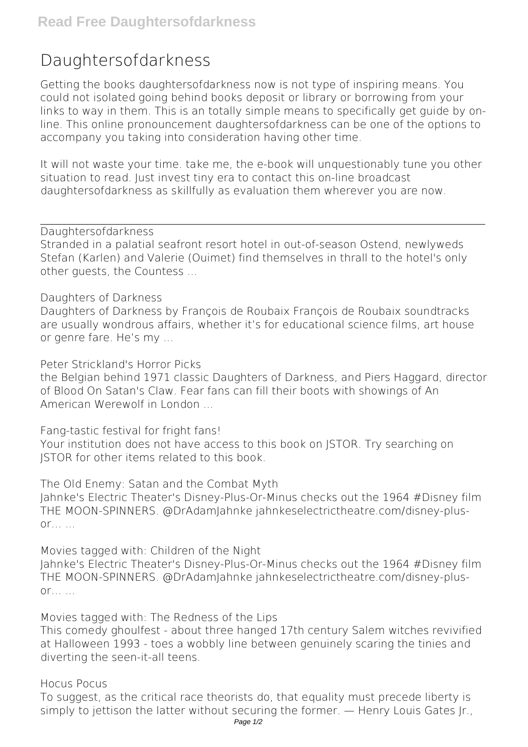# Daughtersofdarkness

Getting the books daughtersofdarkness now is not type of inspiring means. You could not isolated going behind books deposit or library or borrowing from your links to way in them. This is an totally simple means to specifically get guide by on-line. This online pronouncement daughtersofdarkness can be one of the options to accompany you taking into consideration having other time.

It will not waste your time. take me, the e-book will unquestionably tune you other situation to read. Just invest tiny era to contact this on-line broadcast daughtersofdarkness as skillfully as evaluation them wherever you are now.

---

Daughtersofdarkness

Stranded in a palatial seafront resort hotel in out-of-season Ostend, newlyweds Stefan (Karlen) and Valerie (Ouimet) find themselves in thrall to the hotel's only other guests, the Countess ...

Daughters of Darkness

Daughters of Darkness by François de Roubaix François de Roubaix soundtracks are usually wondrous affairs, whether it's for educational science films, art house or genre fare. He's my ...

Peter Strickland's Horror Picks

the Belgian behind 1971 classic Daughters of Darkness, and Piers Haggard, director of Blood On Satan's Claw. Fear fans can fill their boots with showings of An American Werewolf in London ...

Fang-tastic festival for fright fans!

Your institution does not have access to this book on JSTOR. Try searching on JSTOR for other items related to this book.

The Old Enemy: Satan and the Combat Myth

Jahnke's Electric Theater's Disney-Plus-Or-Minus checks out the 1964 #Disney film THE MOON-SPINNERS. @DrAdamJahnke jahnkeselectrictheatre.com/disney-plus-or... ...

Movies tagged with: Children of the Night

Jahnke's Electric Theater's Disney-Plus-Or-Minus checks out the 1964 #Disney film THE MOON-SPINNERS. @DrAdamJahnke jahnkeselectrictheatre.com/disney-plus-or... ...

Movies tagged with: The Redness of the Lips

This comedy ghoulfest - about three hanged 17th century Salem witches revivified at Halloween 1993 - toes a wobbly line between genuinely scaring the tinies and diverting the seen-it-all teens.

Hocus Pocus

To suggest, as the critical race theorists do, that equality must precede liberty is simply to jettison the latter without securing the former. — Henry Louis Gates Jr.,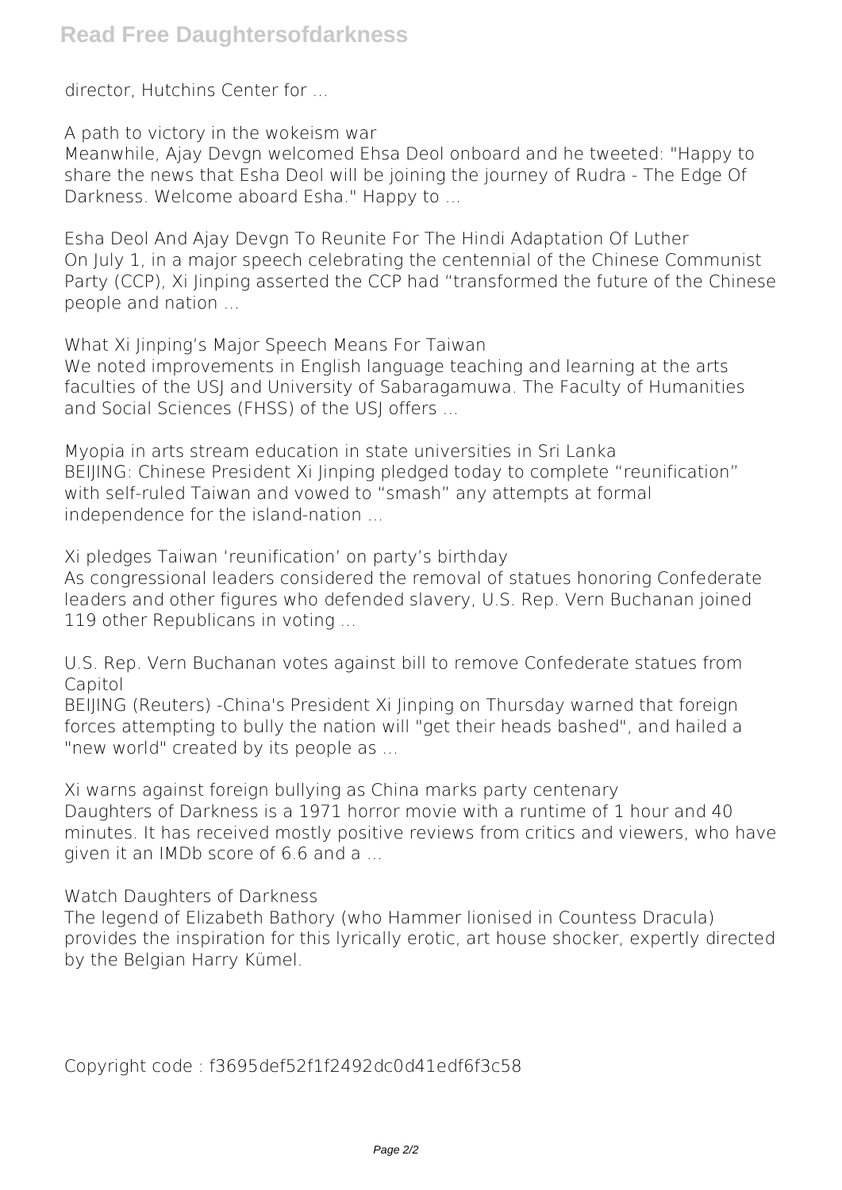director, Hutchins Center for ...

A path to victory in the wokeism war

Meanwhile, Ajay Devgn welcomed Ehsa Deol onboard and he tweeted: "Happy to share the news that Esha Deol will be joining the journey of Rudra - The Edge Of Darkness. Welcome aboard Esha." Happy to ...

Esha Deol And Ajay Devgn To Reunite For The Hindi Adaptation Of Luther

On July 1, in a major speech celebrating the centennial of the Chinese Communist Party (CCP), Xi Jinping asserted the CCP had "transformed the future of the Chinese people and nation ...

What Xi Jinping's Major Speech Means For Taiwan

We noted improvements in English language teaching and learning at the arts faculties of the USJ and University of Sabaragamuwa. The Faculty of Humanities and Social Sciences (FHSS) of the USJ offers ...

Myopia in arts stream education in state universities in Sri Lanka

BEIJING: Chinese President Xi Jinping pledged today to complete "reunification" with self-ruled Taiwan and vowed to "smash" any attempts at formal independence for the island-nation ...

Xi pledges Taiwan 'reunification' on party's birthday

As congressional leaders considered the removal of statues honoring Confederate leaders and other figures who defended slavery, U.S. Rep. Vern Buchanan joined 119 other Republicans in voting ...

U.S. Rep. Vern Buchanan votes against bill to remove Confederate statues from Capitol

BEIJING (Reuters) -China's President Xi Jinping on Thursday warned that foreign forces attempting to bully the nation will "get their heads bashed", and hailed a "new world" created by its people as ...

Xi warns against foreign bullying as China marks party centenary

Daughters of Darkness is a 1971 horror movie with a runtime of 1 hour and 40 minutes. It has received mostly positive reviews from critics and viewers, who have given it an IMDb score of 6.6 and a ...

Watch Daughters of Darkness

The legend of Elizabeth Bathory (who Hammer lionised in Countess Dracula) provides the inspiration for this lyrically erotic, art house shocker, expertly directed by the Belgian Harry Kümel.

Copyright code : f3695def52f1f2492dc0d41edf6f3c58